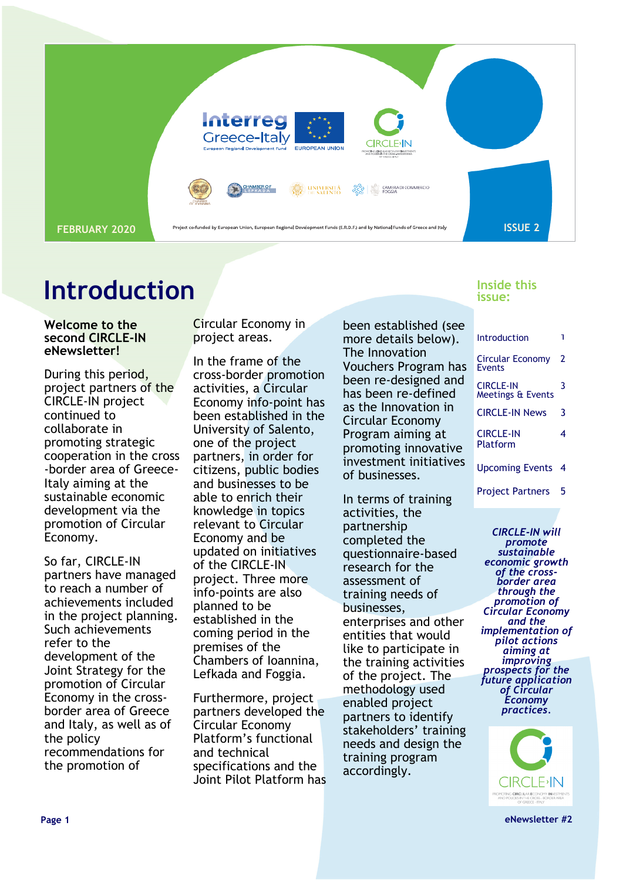FEBRUARY 2020

Project co-funded by European Union, European Regional Development Funds (E.R.D.F.) and by National Funds of Greece and Italy

ISSUE 2

# Introduction

**Welcome to the second CIRCLE-IN eNewsletter!**

During this period, project partners of the CIRCLE-IN project continued to collaborate in promoting strategic cooperation in the cross-border area of Greece-Italy aiming at the sustainable economic development via the promotion of Circular Economy.

So far, CIRCLE-IN partners have managed to reach a number of achievements included in the project planning. Such achievements refer to the development of the Joint Strategy for the promotion of Circular Economy in the cross-border area of Greece and Italy, as well as of the policy recommendations for the promotion of Circular Economy in project areas.

In the frame of the cross-border promotion activities, a Circular Economy info-point has been established in the University of Salento, one of the project partners, in order for citizens, public bodies and businesses to be able to enrich their knowledge in topics relevant to Circular Economy and be updated on initiatives of the CIRCLE-IN project. Three more info-points are also planned to be established in the coming period in the premises of the Chambers of Ioannina, Lefkada and Foggia.

Furthermore, project partners developed the Circular Economy Platform's functional and technical specifications and the Joint Pilot Platform has been established (see more details below). The Innovation Vouchers Program has been re-designed and has been re-defined as the Innovation in Circular Economy Program aiming at promoting innovative investment initiatives of businesses.

In terms of training activities, the partnership completed the questionnaire-based research for the assessment of training needs of businesses, enterprises and other entities that would like to participate in the training activities of the project. The methodology used enabled project partners to identify stakeholders' training needs and design the training program accordingly.

## Inside this issue:

| | |
|---|---|
| Introduction | 1 |
| Circular Economy Events | 2 |
| CIRCLE-IN Meetings & Events | 3 |
| CIRCLE-IN News | 3 |
| CIRCLE-IN Platform | 4 |
| Upcoming Events | 4 |
| Project Partners | 5 |

***CIRCLE-IN will promote sustainable economic growth of the cross-border area through the promotion of Circular Economy and the implementation of pilot actions aiming at improving prospects for the future application of Circular Economy practices.***

eNewsletter #2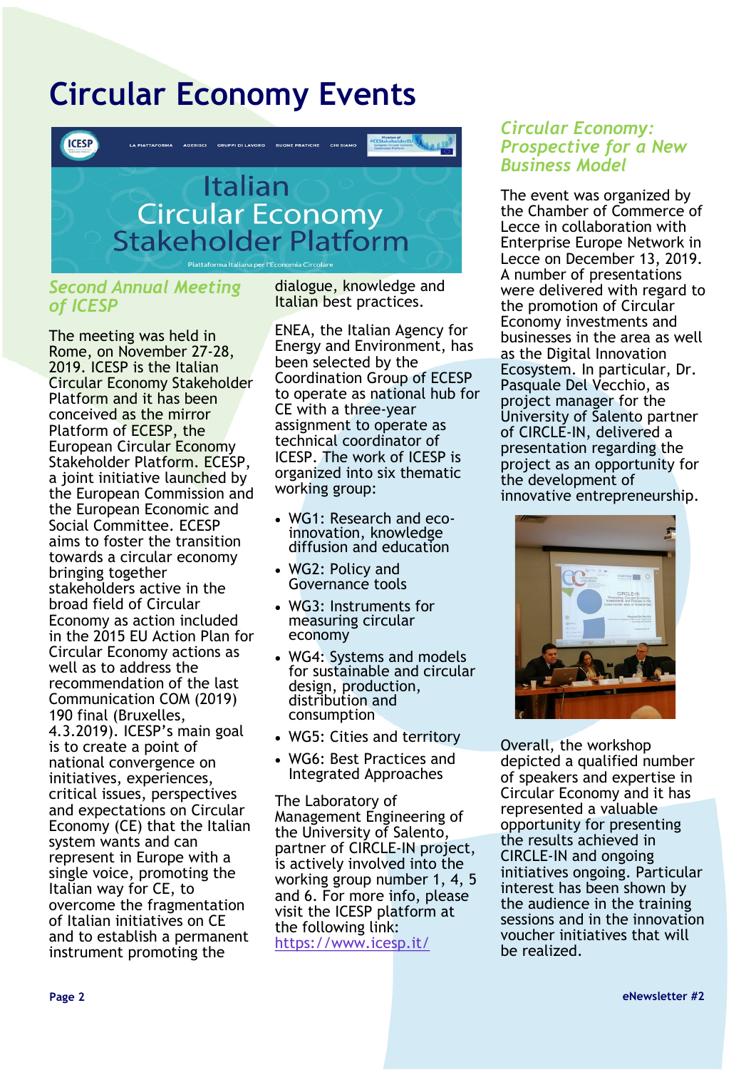# Circular Economy Events

## *Second Annual Meeting of ICESP*

The meeting was held in Rome, on November 27-28, 2019. ICESP is the Italian Circular Economy Stakeholder Platform and it has been conceived as the mirror Platform of ECESP, the European Circular Economy Stakeholder Platform. ECESP, a joint initiative launched by the European Commission and the European Economic and Social Committee. ECESP aims to foster the transition towards a circular economy bringing together stakeholders active in the broad field of Circular Economy as action included in the 2015 EU Action Plan for Circular Economy actions as well as to address the recommendation of the last Communication COM (2019) 190 final (Bruxelles, 4.3.2019). ICESP's main goal is to create a point of national convergence on initiatives, experiences, critical issues, perspectives and expectations on Circular Economy (CE) that the Italian system wants and can represent in Europe with a single voice, promoting the Italian way for CE, to overcome the fragmentation of Italian initiatives on CE and to establish a permanent instrument promoting the dialogue, knowledge and Italian best practices.

ENEA, the Italian Agency for Energy and Environment, has been selected by the Coordination Group of ECESP to operate as national hub for CE with a three-year assignment to operate as technical coordinator of ICESP. The work of ICESP is organized into six thematic working group:

- WG1: Research and eco-innovation, knowledge diffusion and education
- WG2: Policy and Governance tools
- WG3: Instruments for measuring circular economy
- WG4: Systems and models for sustainable and circular design, production, distribution and consumption
- WG5: Cities and territory
- WG6: Best Practices and Integrated Approaches

The Laboratory of Management Engineering of the University of Salento, partner of CIRCLE-IN project, is actively involved into the working group number 1, 4, 5 and 6. For more info, please visit the ICESP platform at the following link: https://www.icesp.it/

## *Circular Economy: Prospective for a New Business Model*

The event was organized by the Chamber of Commerce of Lecce in collaboration with Enterprise Europe Network in Lecce on December 13, 2019. A number of presentations were delivered with regard to the promotion of Circular Economy investments and businesses in the area as well as the Digital Innovation Ecosystem. In particular, Dr. Pasquale Del Vecchio, as project manager for the University of Salento partner of CIRCLE-IN, delivered a presentation regarding the project as an opportunity for the development of innovative entrepreneurship.

Overall, the workshop depicted a qualified number of speakers and expertise in Circular Economy and it has represented a valuable opportunity for presenting the results achieved in CIRCLE-IN and ongoing initiatives ongoing. Particular interest has been shown by the audience in the training sessions and in the innovation voucher initiatives that will be realized.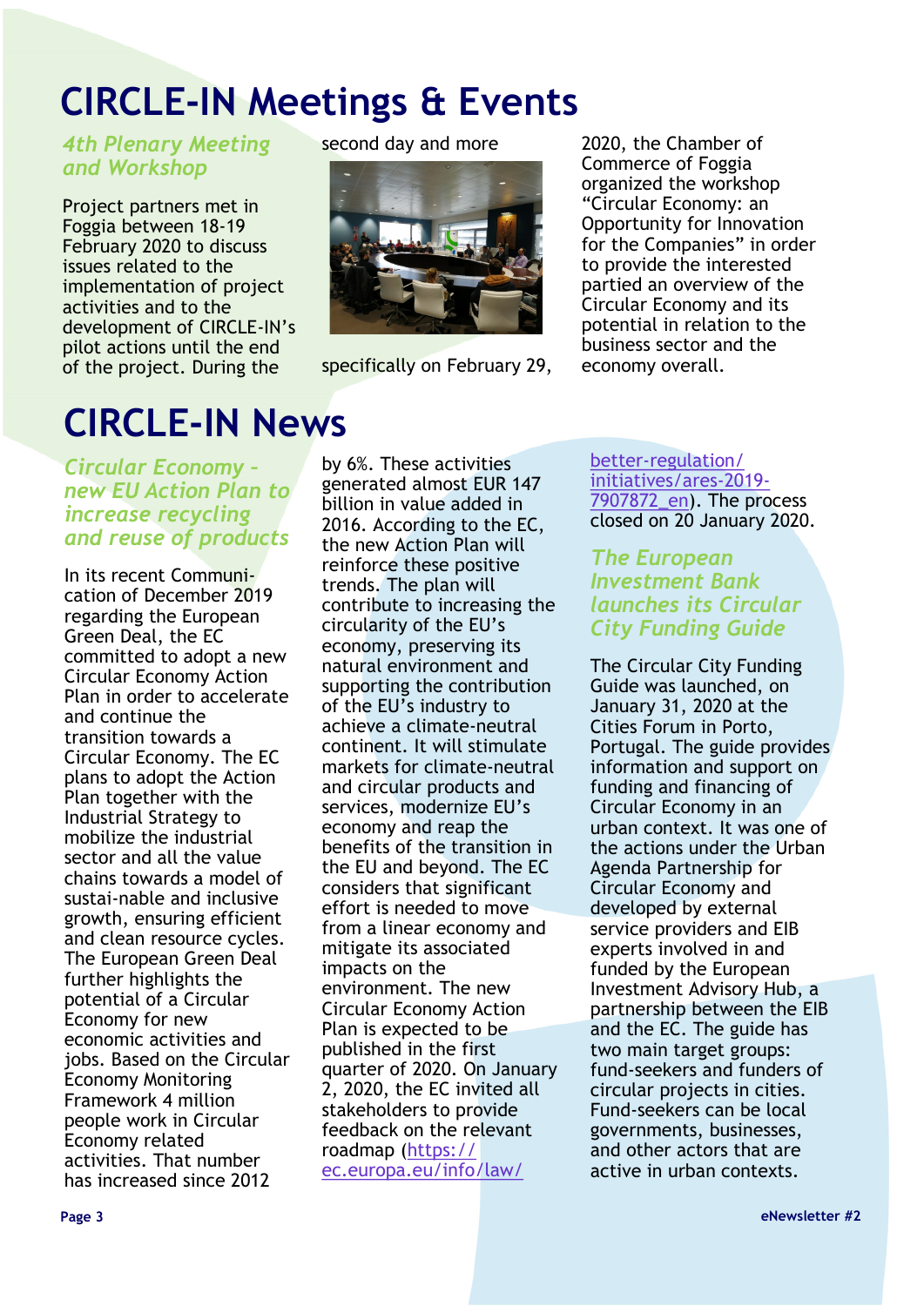# CIRCLE-IN Meetings & Events

### *4th Plenary Meeting and Workshop*

Project partners met in Foggia between 18-19 February 2020 to discuss issues related to the implementation of project activities and to the development of CIRCLE-IN's pilot actions until the end of the project. During the second day and more specifically on February 29, 2020, the Chamber of Commerce of Foggia organized the workshop "Circular Economy: an Opportunity for Innovation for the Companies" in order to provide the interested partied an overview of the Circular Economy and its potential in relation to the business sector and the economy overall.

# CIRCLE-IN News

### *Circular Economy – new EU Action Plan to increase recycling and reuse of products*

In its recent Communi-cation of December 2019 regarding the European Green Deal, the EC committed to adopt a new Circular Economy Action Plan in order to accelerate and continue the transition towards a Circular Economy. The EC plans to adopt the Action Plan together with the Industrial Strategy to mobilize the industrial sector and all the value chains towards a model of sustai-nable and inclusive growth, ensuring efficient and clean resource cycles. The European Green Deal further highlights the potential of a Circular Economy for new economic activities and jobs. Based on the Circular Economy Monitoring Framework 4 million people work in Circular Economy related activities. That number has increased since 2012 by 6%. These activities generated almost EUR 147 billion in value added in 2016. According to the EC, the new Action Plan will reinforce these positive trends. The plan will contribute to increasing the circularity of the EU's economy, preserving its natural environment and supporting the contribution of the EU's industry to achieve a climate-neutral continent. It will stimulate markets for climate-neutral and circular products and services, modernize EU's economy and reap the benefits of the transition in the EU and beyond. The EC considers that significant effort is needed to move from a linear economy and mitigate its associated impacts on the environment. The new Circular Economy Action Plan is expected to be published in the first quarter of 2020. On January 2, 2020, the EC invited all stakeholders to provide feedback on the relevant roadmap (https://ec.europa.eu/info/law/better-regulation/initiatives/ares-2019-7907872_en). The process closed on 20 January 2020.

### *The European Investment Bank launches its Circular City Funding Guide*

The Circular City Funding Guide was launched, on January 31, 2020 at the Cities Forum in Porto, Portugal. The guide provides information and support on funding and financing of Circular Economy in an urban context. It was one of the actions under the Urban Agenda Partnership for Circular Economy and developed by external service providers and EIB experts involved in and funded by the European Investment Advisory Hub, a partnership between the EIB and the EC. The guide has two main target groups: fund-seekers and funders of circular projects in cities. Fund-seekers can be local governments, businesses, and other actors that are active in urban contexts.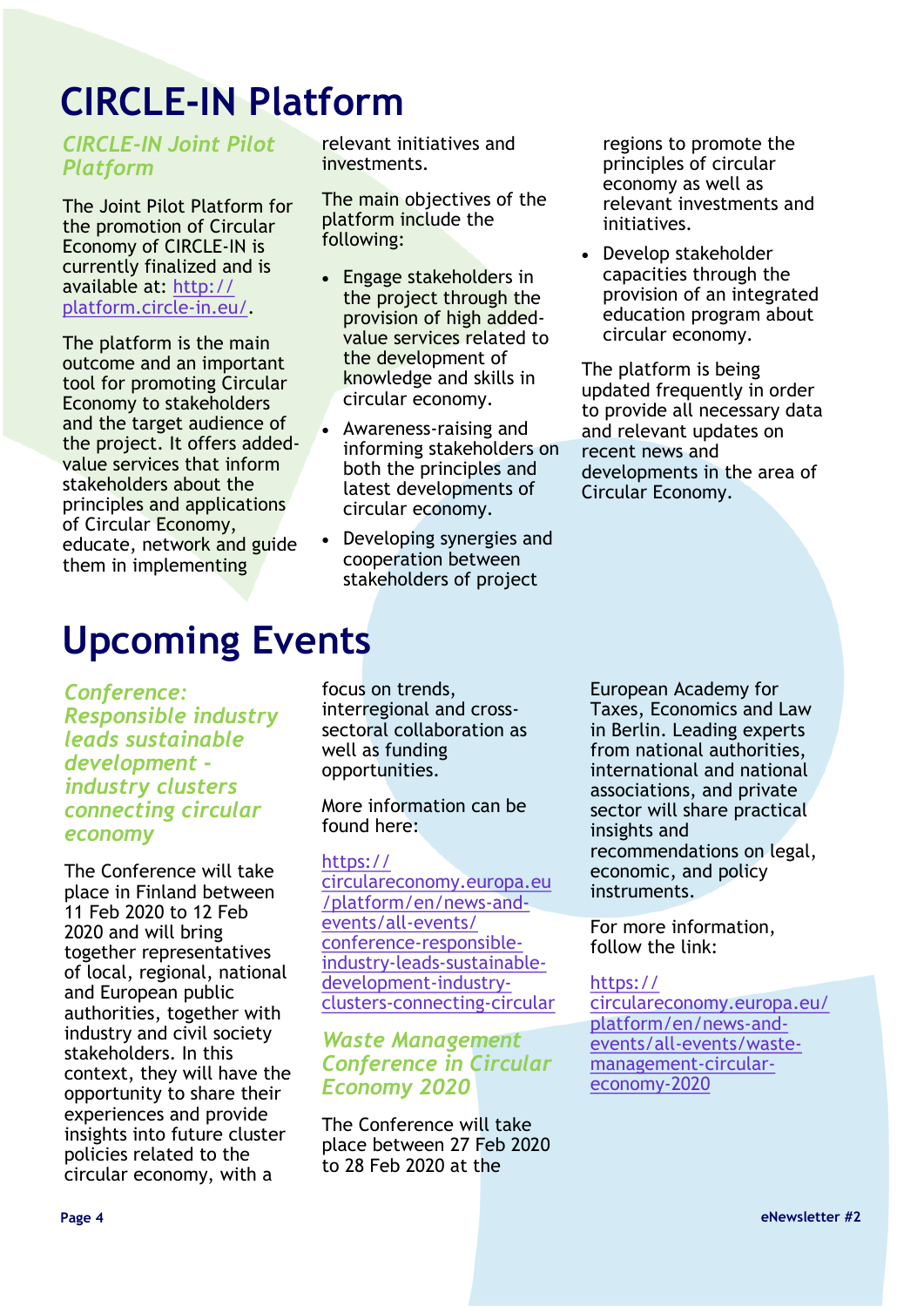# CIRCLE-IN Platform

### *CIRCLE-IN Joint Pilot Platform*

The Joint Pilot Platform for the promotion of Circular Economy of CIRCLE-IN is currently finalized and is available at: http://platform.circle-in.eu/.

The platform is the main outcome and an important tool for promoting Circular Economy to stakeholders and the target audience of the project. It offers added-value services that inform stakeholders about the principles and applications of Circular Economy, educate, network and guide them in implementing relevant initiatives and investments.

The main objectives of the platform include the following:

- Engage stakeholders in the project through the provision of high added-value services related to the development of knowledge and skills in circular economy.
- Awareness-raising and informing stakeholders on both the principles and latest developments of circular economy.
- Developing synergies and cooperation between stakeholders of project regions to promote the principles of circular economy as well as relevant investments and initiatives.
- Develop stakeholder capacities through the provision of an integrated education program about circular economy.

The platform is being updated frequently in order to provide all necessary data and relevant updates on recent news and developments in the area of Circular Economy.

# Upcoming Events

### *Conference: Responsible industry leads sustainable development - industry clusters connecting circular economy*

The Conference will take place in Finland between 11 Feb 2020 to 12 Feb 2020 and will bring together representatives of local, regional, national and European public authorities, together with industry and civil society stakeholders. In this context, they will have the opportunity to share their experiences and provide insights into future cluster policies related to the circular economy, with a focus on trends, interregional and cross-sectoral collaboration as well as funding opportunities.

More information can be found here:

https://circulareconomy.europa.eu/platform/en/news-and-events/all-events/conference-responsible-industry-leads-sustainable-development-industry-clusters-connecting-circular

### *Waste Management Conference in Circular Economy 2020*

The Conference will take place between 27 Feb 2020 to 28 Feb 2020 at the European Academy for Taxes, Economics and Law in Berlin. Leading experts from national authorities, international and national associations, and private sector will share practical insights and recommendations on legal, economic, and policy instruments.

For more information, follow the link:

https://circulareconomy.europa.eu/platform/en/news-and-events/all-events/waste-management-circular-economy-2020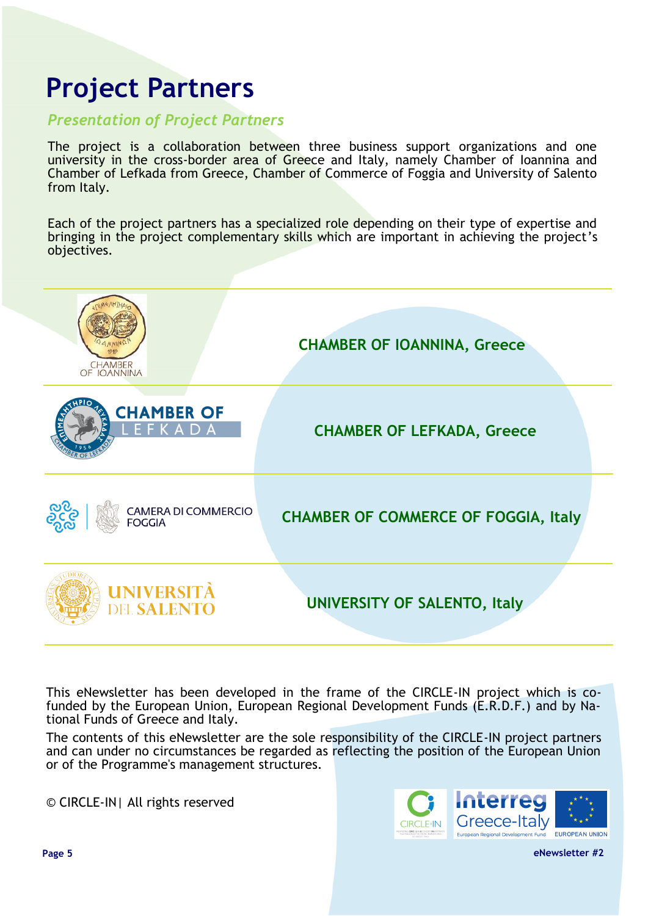# Project Partners

*Presentation of Project Partners*

The project is a collaboration between three business support organizations and one university in the cross-border area of Greece and Italy, namely Chamber of Ioannina and Chamber of Lefkada from Greece, Chamber of Commerce of Foggia and University of Salento from Italy.

Each of the project partners has a specialized role depending on their type of expertise and bringing in the project complementary skills which are important in achieving the project's objectives.

**CHAMBER OF IOANNINA, Greece**

**CHAMBER OF LEFKADA, Greece**

**CHAMBER OF COMMERCE OF FOGGIA, Italy**

**UNIVERSITY OF SALENTO, Italy**

This eNewsletter has been developed in the frame of the CIRCLE-IN project which is co-funded by the European Union, European Regional Development Funds (E.R.D.F.) and by National Funds of Greece and Italy.

The contents of this eNewsletter are the sole responsibility of the CIRCLE-IN project partners and can under no circumstances be regarded as reflecting the position of the European Union or of the Programme's management structures.

© CIRCLE-IN| All rights reserved